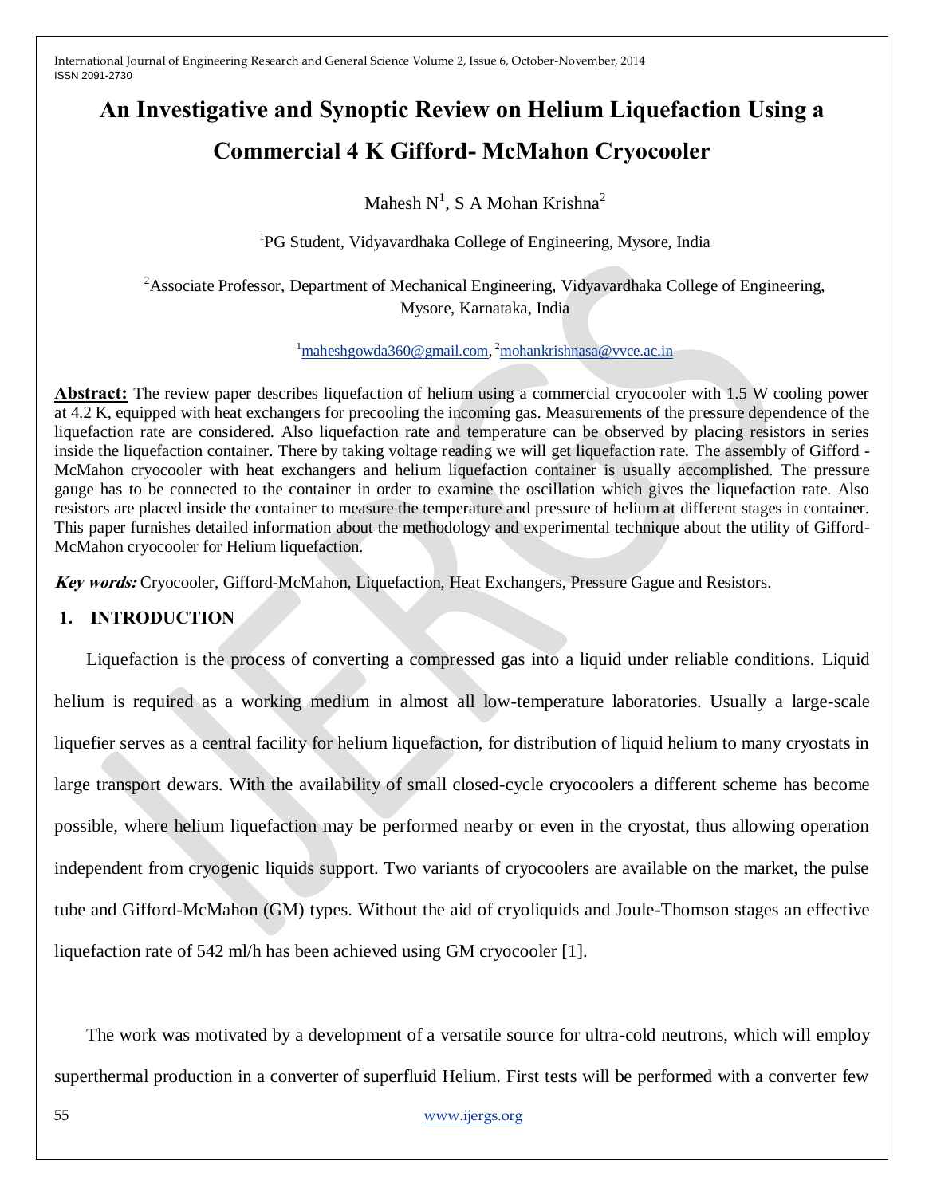# An Investigative and Synoptic Review on Helium Liquefaction Using a Commercial 4 K Gifford- McMahon Cryocooler

Mahesh N[1], S A Mohan Krishna[2]

[1]PG Student, Vidyavardhaka College of Engineering, Mysore, India

[2]Associate Professor, Department of Mechanical Engineering, Vidyavardhaka College of Engineering, Mysore, Karnataka, India

[1]maheshgowda360@gmail.com, [2]mohankrishnasa@vvce.ac.in

**Abstract:** The review paper describes liquefaction of helium using a commercial cryocooler with 1.5 W cooling power at 4.2 K, equipped with heat exchangers for precooling the incoming gas. Measurements of the pressure dependence of the liquefaction rate are considered. Also liquefaction rate and temperature can be observed by placing resistors in series inside the liquefaction container. There by taking voltage reading we will get liquefaction rate. The assembly of Gifford - McMahon cryocooler with heat exchangers and helium liquefaction container is usually accomplished. The pressure gauge has to be connected to the container in order to examine the oscillation which gives the liquefaction rate. Also resistors are placed inside the container to measure the temperature and pressure of helium at different stages in container. This paper furnishes detailed information about the methodology and experimental technique about the utility of Gifford-McMahon cryocooler for Helium liquefaction.

***Key words:*** Cryocooler, Gifford-McMahon, Liquefaction, Heat Exchangers, Pressure Gague and Resistors.

## 1. INTRODUCTION

Liquefaction is the process of converting a compressed gas into a liquid under reliable conditions. Liquid helium is required as a working medium in almost all low-temperature laboratories. Usually a large-scale liquefier serves as a central facility for helium liquefaction, for distribution of liquid helium to many cryostats in large transport dewars. With the availability of small closed-cycle cryocoolers a different scheme has become possible, where helium liquefaction may be performed nearby or even in the cryostat, thus allowing operation independent from cryogenic liquids support. Two variants of cryocoolers are available on the market, the pulse tube and Gifford-McMahon (GM) types. Without the aid of cryoliquids and Joule-Thomson stages an effective liquefaction rate of 542 ml/h has been achieved using GM cryocooler [1].

The work was motivated by a development of a versatile source for ultra-cold neutrons, which will employ superthermal production in a converter of superfluid Helium. First tests will be performed with a converter few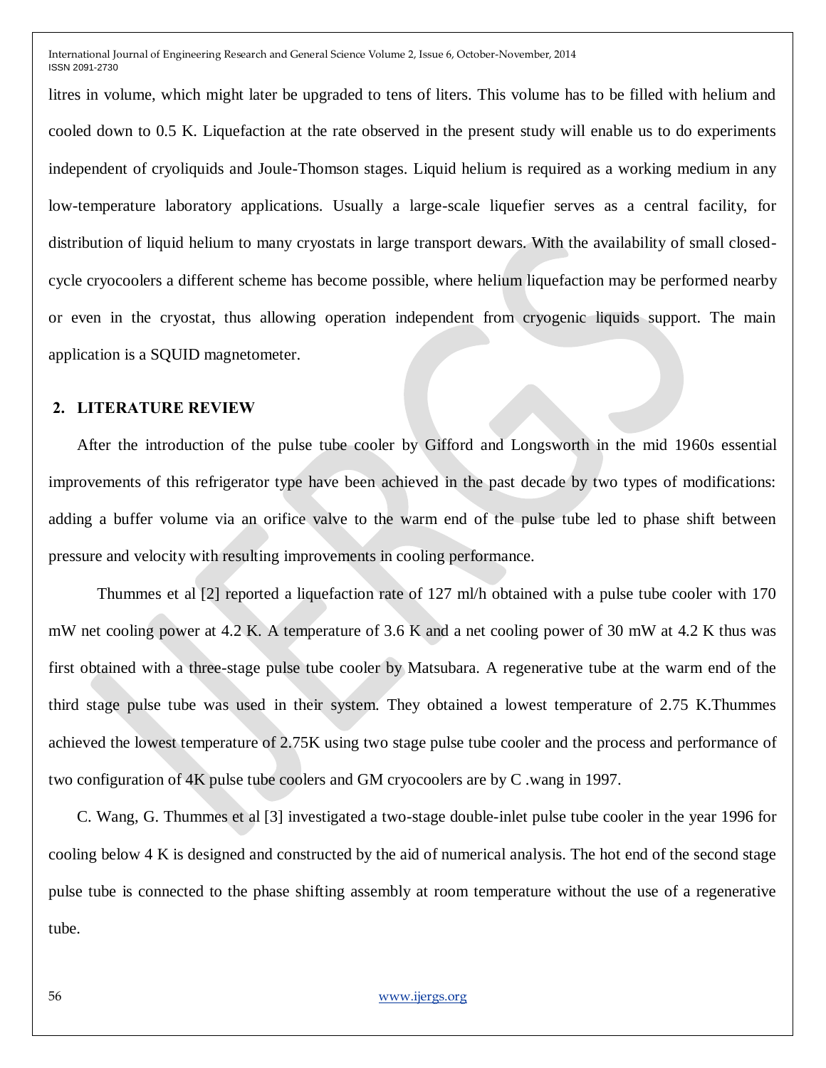litres in volume, which might later be upgraded to tens of liters. This volume has to be filled with helium and cooled down to 0.5 K. Liquefaction at the rate observed in the present study will enable us to do experiments independent of cryoliquids and Joule-Thomson stages. Liquid helium is required as a working medium in any low-temperature laboratory applications. Usually a large-scale liquefier serves as a central facility, for distribution of liquid helium to many cryostats in large transport dewars. With the availability of small closed-cycle cryocoolers a different scheme has become possible, where helium liquefaction may be performed nearby or even in the cryostat, thus allowing operation independent from cryogenic liquids support. The main application is a SQUID magnetometer.

## 2. LITERATURE REVIEW

After the introduction of the pulse tube cooler by Gifford and Longsworth in the mid 1960s essential improvements of this refrigerator type have been achieved in the past decade by two types of modifications: adding a buffer volume via an orifice valve to the warm end of the pulse tube led to phase shift between pressure and velocity with resulting improvements in cooling performance.

Thummes et al [2] reported a liquefaction rate of 127 ml/h obtained with a pulse tube cooler with 170 mW net cooling power at 4.2 K. A temperature of 3.6 K and a net cooling power of 30 mW at 4.2 K thus was first obtained with a three-stage pulse tube cooler by Matsubara. A regenerative tube at the warm end of the third stage pulse tube was used in their system. They obtained a lowest temperature of 2.75 K.Thummes achieved the lowest temperature of 2.75K using two stage pulse tube cooler and the process and performance of two configuration of 4K pulse tube coolers and GM cryocoolers are by C .wang in 1997.

C. Wang, G. Thummes et al [3] investigated a two-stage double-inlet pulse tube cooler in the year 1996 for cooling below 4 K is designed and constructed by the aid of numerical analysis. The hot end of the second stage pulse tube is connected to the phase shifting assembly at room temperature without the use of a regenerative tube.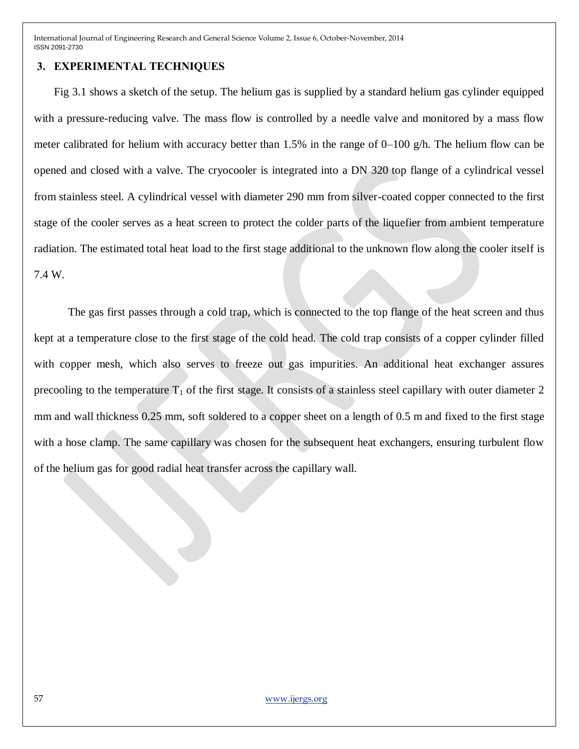## 3. EXPERIMENTAL TECHNIQUES

Fig 3.1 shows a sketch of the setup. The helium gas is supplied by a standard helium gas cylinder equipped with a pressure-reducing valve. The mass flow is controlled by a needle valve and monitored by a mass flow meter calibrated for helium with accuracy better than 1.5% in the range of 0–100 g/h. The helium flow can be opened and closed with a valve. The cryocooler is integrated into a DN 320 top flange of a cylindrical vessel from stainless steel. A cylindrical vessel with diameter 290 mm from silver-coated copper connected to the first stage of the cooler serves as a heat screen to protect the colder parts of the liquefier from ambient temperature radiation. The estimated total heat load to the first stage additional to the unknown flow along the cooler itself is 7.4 W.

The gas first passes through a cold trap, which is connected to the top flange of the heat screen and thus kept at a temperature close to the first stage of the cold head. The cold trap consists of a copper cylinder filled with copper mesh, which also serves to freeze out gas impurities. An additional heat exchanger assures precooling to the temperature $T_1$ of the first stage. It consists of a stainless steel capillary with outer diameter 2 mm and wall thickness 0.25 mm, soft soldered to a copper sheet on a length of 0.5 m and fixed to the first stage with a hose clamp. The same capillary was chosen for the subsequent heat exchangers, ensuring turbulent flow of the helium gas for good radial heat transfer across the capillary wall.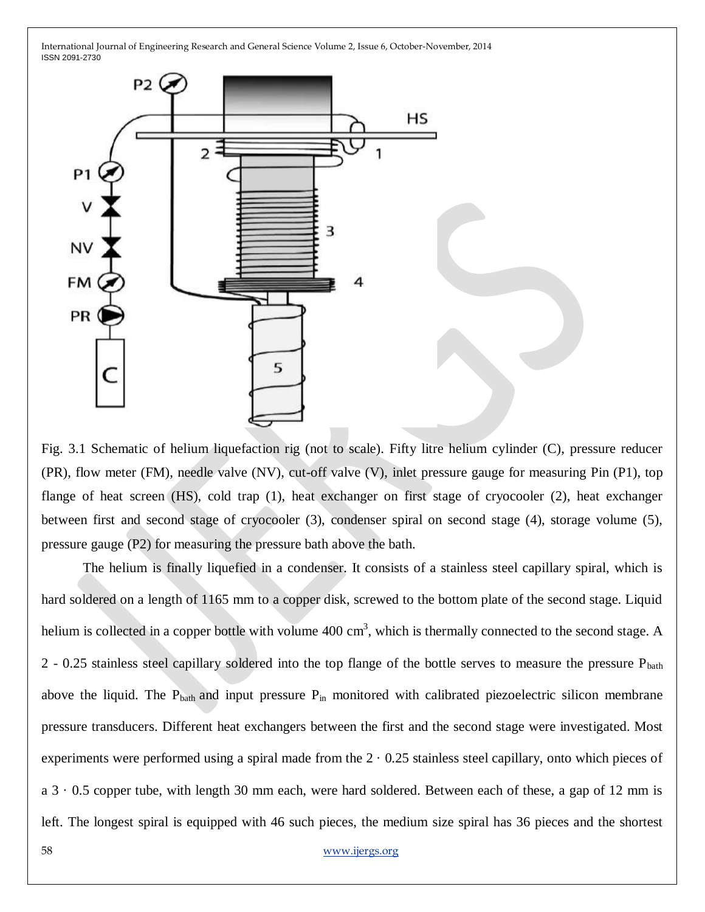Fig. 3.1 Schematic of helium liquefaction rig (not to scale). Fifty litre helium cylinder (C), pressure reducer (PR), flow meter (FM), needle valve (NV), cut-off valve (V), inlet pressure gauge for measuring Pin (P1), top flange of heat screen (HS), cold trap (1), heat exchanger on first stage of cryocooler (2), heat exchanger between first and second stage of cryocooler (3), condenser spiral on second stage (4), storage volume (5), pressure gauge (P2) for measuring the pressure bath above the bath.

The helium is finally liquefied in a condenser. It consists of a stainless steel capillary spiral, which is hard soldered on a length of 1165 mm to a copper disk, screwed to the bottom plate of the second stage. Liquid helium is collected in a copper bottle with volume 400 $cm^3$, which is thermally connected to the second stage. A 2 - 0.25 stainless steel capillary soldered into the top flange of the bottle serves to measure the pressure $P_{bath}$ above the liquid. The $P_{bath}$ and input pressure $P_{in}$ monitored with calibrated piezoelectric silicon membrane pressure transducers. Different heat exchangers between the first and the second stage were investigated. Most experiments were performed using a spiral made from the 2 · 0.25 stainless steel capillary, onto which pieces of a 3 · 0.5 copper tube, with length 30 mm each, were hard soldered. Between each of these, a gap of 12 mm is left. The longest spiral is equipped with 46 such pieces, the medium size spiral has 36 pieces and the shortest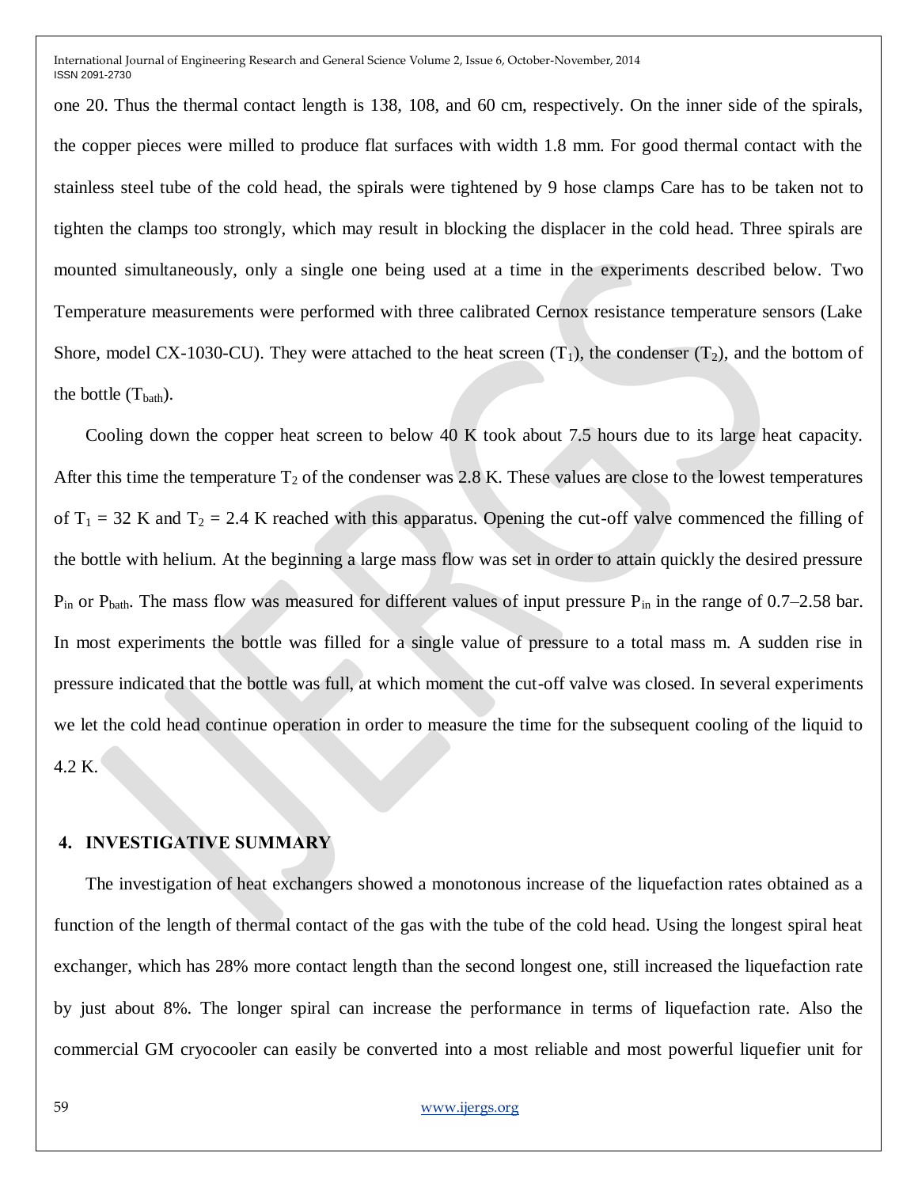one 20. Thus the thermal contact length is 138, 108, and 60 cm, respectively. On the inner side of the spirals, the copper pieces were milled to produce flat surfaces with width 1.8 mm. For good thermal contact with the stainless steel tube of the cold head, the spirals were tightened by 9 hose clamps Care has to be taken not to tighten the clamps too strongly, which may result in blocking the displacer in the cold head. Three spirals are mounted simultaneously, only a single one being used at a time in the experiments described below. Two Temperature measurements were performed with three calibrated Cernox resistance temperature sensors (Lake Shore, model CX-1030-CU). They were attached to the heat screen ($T_1$), the condenser ($T_2$), and the bottom of the bottle ($T_{bath}$).

Cooling down the copper heat screen to below 40 K took about 7.5 hours due to its large heat capacity. After this time the temperature $T_2$ of the condenser was 2.8 K. These values are close to the lowest temperatures of $T_1$ = 32 K and $T_2$ = 2.4 K reached with this apparatus. Opening the cut-off valve commenced the filling of the bottle with helium. At the beginning a large mass flow was set in order to attain quickly the desired pressure $P_{in}$ or $P_{bath}$. The mass flow was measured for different values of input pressure $P_{in}$ in the range of 0.7–2.58 bar. In most experiments the bottle was filled for a single value of pressure to a total mass m. A sudden rise in pressure indicated that the bottle was full, at which moment the cut-off valve was closed. In several experiments we let the cold head continue operation in order to measure the time for the subsequent cooling of the liquid to 4.2 K.

## 4. INVESTIGATIVE SUMMARY

The investigation of heat exchangers showed a monotonous increase of the liquefaction rates obtained as a function of the length of thermal contact of the gas with the tube of the cold head. Using the longest spiral heat exchanger, which has 28% more contact length than the second longest one, still increased the liquefaction rate by just about 8%. The longer spiral can increase the performance in terms of liquefaction rate. Also the commercial GM cryocooler can easily be converted into a most reliable and most powerful liquefier unit for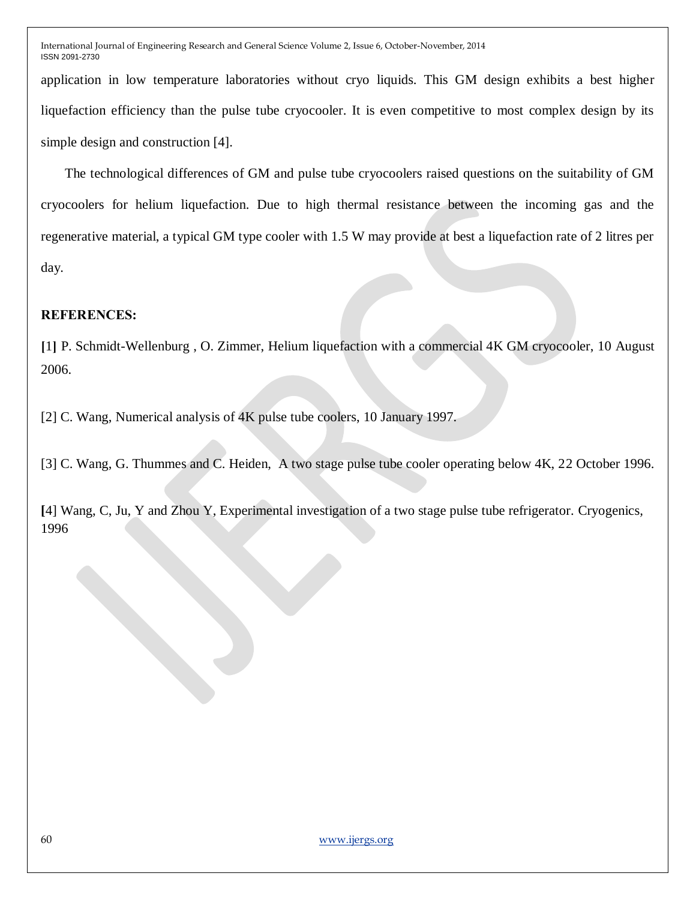application in low temperature laboratories without cryo liquids. This GM design exhibits a best higher liquefaction efficiency than the pulse tube cryocooler. It is even competitive to most complex design by its simple design and construction [4].

The technological differences of GM and pulse tube cryocoolers raised questions on the suitability of GM cryocoolers for helium liquefaction. Due to high thermal resistance between the incoming gas and the regenerative material, a typical GM type cooler with 1.5 W may provide at best a liquefaction rate of 2 litres per day.

## REFERENCES:

[1] P. Schmidt-Wellenburg , O. Zimmer, Helium liquefaction with a commercial 4K GM cryocooler, 10 August 2006.

[2] C. Wang, Numerical analysis of 4K pulse tube coolers, 10 January 1997.

[3] C. Wang, G. Thummes and C. Heiden, A two stage pulse tube cooler operating below 4K, 22 October 1996.

[4] Wang, C, Ju, Y and Zhou Y, Experimental investigation of a two stage pulse tube refrigerator. Cryogenics, 1996